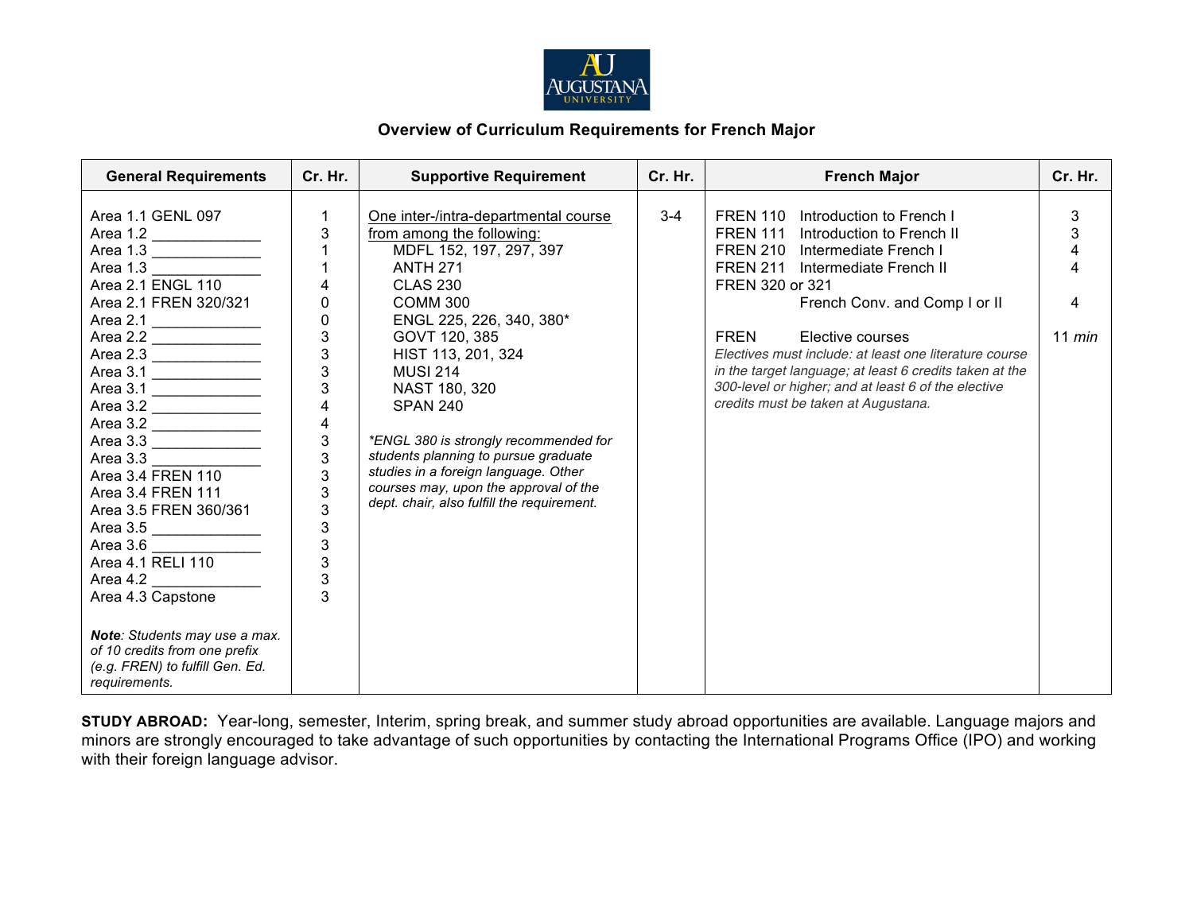## Overview of Curriculum Requirements for French Major

| General Requirements | Cr. Hr. | Supportive Requirement | Cr. Hr. | French Major | Cr. Hr. |
|---|---|---|---|---|---|
| Area 1.1 GENL 097 | 1 | One inter-/intra-departmental course from among the following: | 3-4 | FREN 110 Introduction to French I | 3 |
| Area 1.2 _____________ | 3 | MDFL 152, 197, 297, 397 | | FREN 111 Introduction to French II | 3 |
| Area 1.3 _____________ | 1 | ANTH 271 | | FREN 210 Intermediate French I | 4 |
| Area 1.3 _____________ | 1 | CLAS 230 | | FREN 211 Intermediate French II | 4 |
| Area 2.1 ENGL 110 | 4 | COMM 300 | | FREN 320 or 321 | |
| Area 2.1 FREN 320/321 | 0 | ENGL 225, 226, 340, 380* | | French Conv. and Comp I or II | 4 |
| Area 2.1 _____________ | 0 | GOVT 120, 385 | | | |
| Area 2.2 _____________ | 3 | HIST 113, 201, 324 | | FREN Elective courses | 11 *min* |
| Area 2.3 _____________ | 3 | MUSI 214 | | *Electives must include: at least one literature course in the target language; at least 6 credits taken at the 300-level or higher; and at least 6 of the elective credits must be taken at Augustana.* | |
| Area 3.1 _____________ | 3 | NAST 180, 320 | | | |
| Area 3.1 _____________ | 3 | SPAN 240 | | | |
| Area 3.2 _____________ | 4 | | | | |
| Area 3.2 _____________ | 4 | *\*ENGL 380 is strongly recommended for students planning to pursue graduate studies in a foreign language. Other courses may, upon the approval of the dept. chair, also fulfill the requirement.* | | | |
| Area 3.3 _____________ | 3 | | | | |
| Area 3.3 _____________ | 3 | | | | |
| Area 3.4 FREN 110 | 3 | | | | |
| Area 3.4 FREN 111 | 3 | | | | |
| Area 3.5 FREN 360/361 | 3 | | | | |
| Area 3.5 _____________ | 3 | | | | |
| Area 3.6 _____________ | 3 | | | | |
| Area 4.1 RELI 110 | 3 | | | | |
| Area 4.2 _____________ | 3 | | | | |
| Area 4.3 Capstone | 3 | | | | |
| ***Note**: Students may use a max. of 10 credits from one prefix (e.g. FREN) to fulfill Gen. Ed. requirements.* | | | | | |

**STUDY ABROAD:** Year-long, semester, Interim, spring break, and summer study abroad opportunities are available. Language majors and minors are strongly encouraged to take advantage of such opportunities by contacting the International Programs Office (IPO) and working with their foreign language advisor.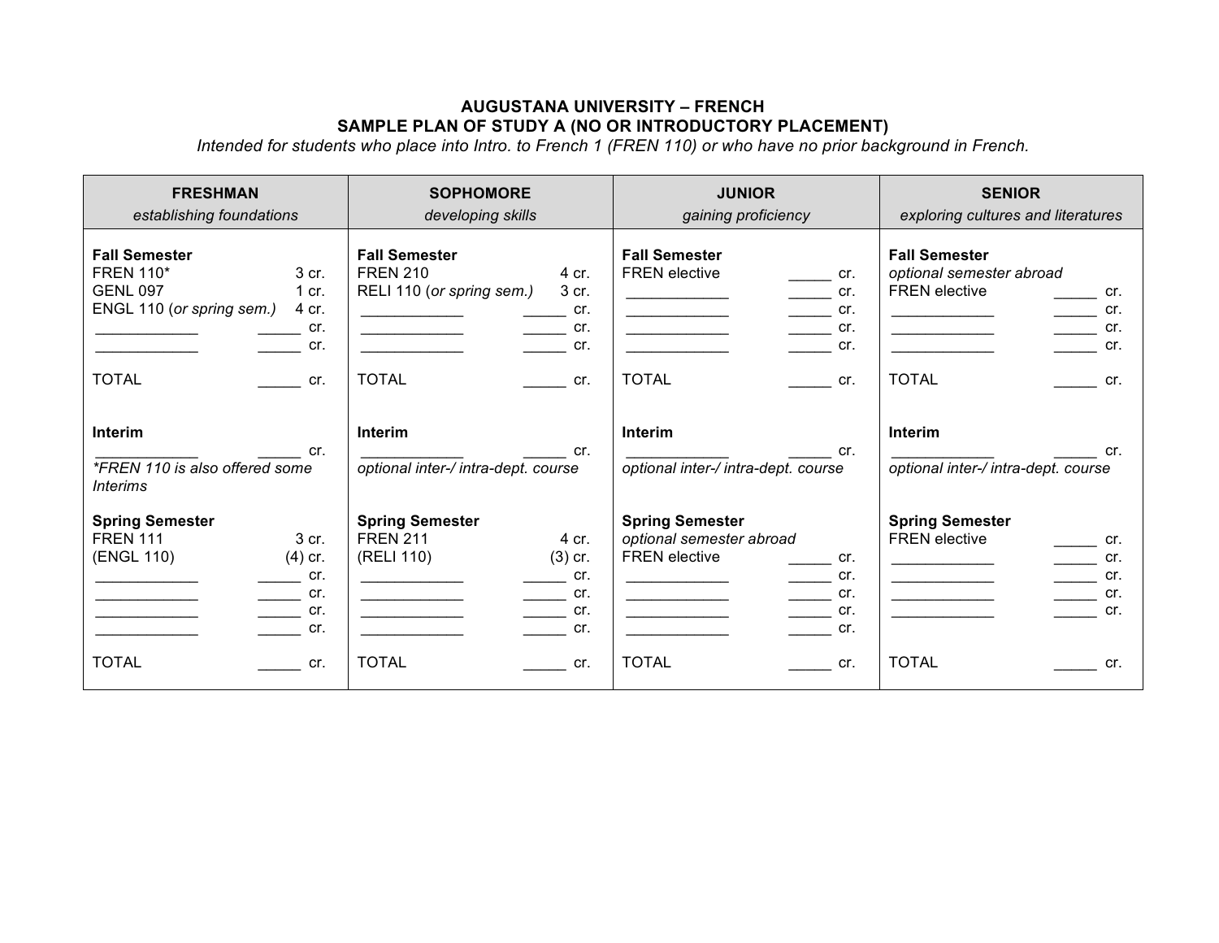**AUGUSTANA UNIVERSITY – FRENCH**
**SAMPLE PLAN OF STUDY A (NO OR INTRODUCTORY PLACEMENT)**
*Intended for students who place into Intro. to French 1 (FREN 110) or who have no prior background in French.*

| **FRESHMAN** *establishing foundations* | | **SOPHOMORE** *developing skills* | | **JUNIOR** *gaining proficiency* | | **SENIOR** *exploring cultures and literatures* | |
|---|---|---|---|---|---|---|---|
| **Fall Semester** | | **Fall Semester** | | **Fall Semester** | | **Fall Semester** | |
| FREN 110* | 3 cr. | FREN 210 | 4 cr. | FREN elective | _____ cr. | *optional semester abroad* | |
| GENL 097 | 1 cr. | RELI 110 (*or spring sem.*) | 3 cr. | ____________ | _____ cr. | FREN elective | _____ cr. |
| ENGL 110 (*or spring sem.*) | 4 cr. | ____________ | _____ cr. | ____________ | _____ cr. | ____________ | _____ cr. |
| ____________ | _____ cr. | ____________ | _____ cr. | ____________ | _____ cr. | ____________ | _____ cr. |
| ____________ | _____ cr. | ____________ | _____ cr. | ____________ | _____ cr. | ____________ | _____ cr. |
| TOTAL | _____ cr. | TOTAL | _____ cr. | TOTAL | _____ cr. | TOTAL | _____ cr. |
| **Interim** | | **Interim** | | **Interim** | | **Interim** | |
| ____________ | _____ cr. | ____________ | _____ cr. | ____________ | _____ cr. | ____________ | _____ cr. |
| **FREN 110 is also offered some Interims* | | *optional inter-/ intra-dept. course* | | *optional inter-/ intra-dept. course* | | *optional inter-/ intra-dept. course* | |
| **Spring Semester** | | **Spring Semester** | | **Spring Semester** | | **Spring Semester** | |
| FREN 111 | 3 cr. | FREN 211 | 4 cr. | *optional semester abroad* | | FREN elective | _____ cr. |
| (ENGL 110) | (4) cr. | (RELI 110) | (3) cr. | FREN elective | _____ cr. | ____________ | _____ cr. |
| ____________ | _____ cr. | ____________ | _____ cr. | ____________ | _____ cr. | ____________ | _____ cr. |
| ____________ | _____ cr. | ____________ | _____ cr. | ____________ | _____ cr. | ____________ | _____ cr. |
| ____________ | _____ cr. | ____________ | _____ cr. | ____________ | _____ cr. | ____________ | _____ cr. |
| ____________ | _____ cr. | ____________ | _____ cr. | ____________ | _____ cr. | | |
| TOTAL | _____ cr. | TOTAL | _____ cr. | TOTAL | _____ cr. | TOTAL | _____ cr. |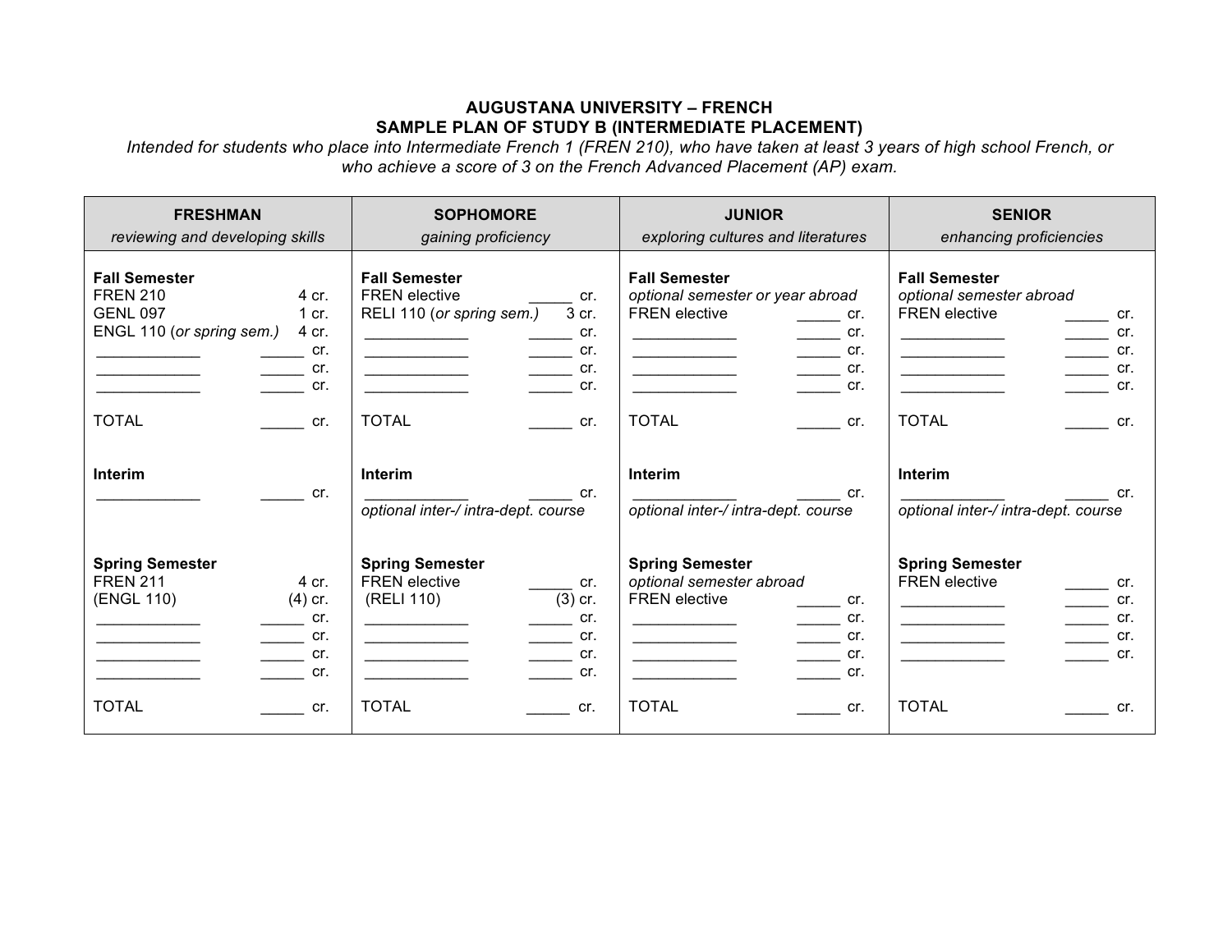**AUGUSTANA UNIVERSITY – FRENCH**
**SAMPLE PLAN OF STUDY B (INTERMEDIATE PLACEMENT)**

*Intended for students who place into Intermediate French 1 (FREN 210), who have taken at least 3 years of high school French, or who achieve a score of 3 on the French Advanced Placement (AP) exam.*

| **FRESHMAN** *reviewing and developing skills* | | **SOPHOMORE** *gaining proficiency* | | **JUNIOR** *exploring cultures and literatures* | | **SENIOR** *enhancing proficiencies* | |
|---|---|---|---|---|---|---|---|
| **Fall Semester** | | **Fall Semester** | | **Fall Semester** | | **Fall Semester** | |
| | | | | *optional semester or year abroad* | | *optional semester abroad* | |
| FREN 210 | 4 cr. | FREN elective | _____ cr. | FREN elective | _____ cr. | FREN elective | _____ cr. |
| GENL 097 | 1 cr. | RELI 110 (*or spring sem.)* | 3 cr. | ____________ | _____ cr. | ____________ | _____ cr. |
| ENGL 110 (*or spring sem.)* | 4 cr. | ____________ | _____ cr. | ____________ | _____ cr. | ____________ | _____ cr. |
| ____________ | _____ cr. | ____________ | _____ cr. | ____________ | _____ cr. | ____________ | _____ cr. |
| ____________ | _____ cr. | ____________ | _____ cr. | ____________ | _____ cr. | ____________ | _____ cr. |
| ____________ | _____ cr. | ____________ | _____ cr. | | | | |
| TOTAL | _____ cr. | TOTAL | _____ cr. | TOTAL | _____ cr. | TOTAL | _____ cr. |
| **Interim** | | **Interim** | | **Interim** | | **Interim** | |
| ____________ | _____ cr. | ____________ | _____ cr. | ____________ | _____ cr. | ____________ | _____ cr. |
| | | *optional inter-/ intra-dept. course* | | *optional inter-/ intra-dept. course* | | *optional inter-/ intra-dept. course* | |
| **Spring Semester** | | **Spring Semester** | | **Spring Semester** | | **Spring Semester** | |
| | | | | *optional semester abroad* | | | |
| FREN 211 | 4 cr. | FREN elective | _____ cr. | FREN elective | _____ cr. | FREN elective | _____ cr. |
| (ENGL 110) | (4) cr. | (RELI 110) | (3) cr. | ____________ | _____ cr. | ____________ | _____ cr. |
| ____________ | _____ cr. | ____________ | _____ cr. | ____________ | _____ cr. | ____________ | _____ cr. |
| ____________ | _____ cr. | ____________ | _____ cr. | ____________ | _____ cr. | ____________ | _____ cr. |
| ____________ | _____ cr. | ____________ | _____ cr. | ____________ | _____ cr. | ____________ | _____ cr. |
| ____________ | _____ cr. | ____________ | _____ cr. | ____________ | _____ cr. | | |
| TOTAL | _____ cr. | TOTAL | _____ cr. | TOTAL | _____ cr. | TOTAL | _____ cr. |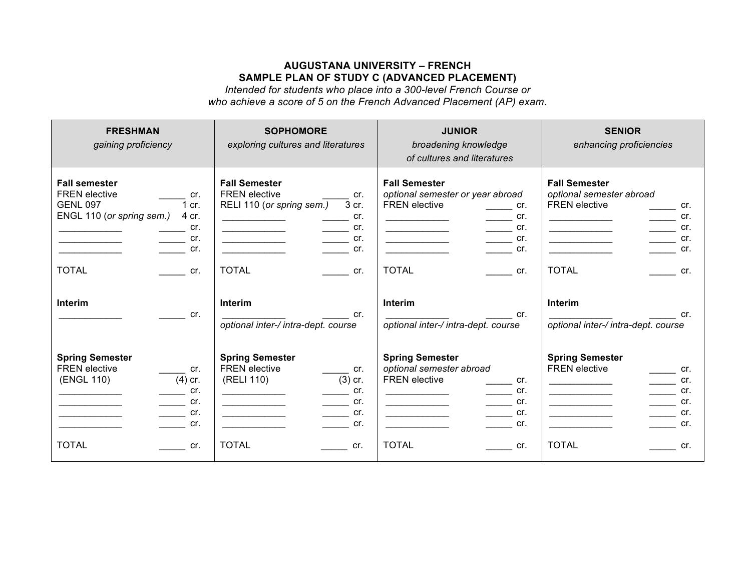**AUGUSTANA UNIVERSITY – FRENCH**
**SAMPLE PLAN OF STUDY C (ADVANCED PLACEMENT)**
*Intended for students who place into a 300-level French Course or who achieve a score of 5 on the French Advanced Placement (AP) exam.*

| **FRESHMAN** *gaining proficiency* | | **SOPHOMORE** *exploring cultures and literatures* | | **JUNIOR** *broadening knowledge of cultures and literatures* | | **SENIOR** *enhancing proficiencies* | |
|---|---|---|---|---|---|---|---|
| **Fall semester** | | **Fall Semester** | | **Fall Semester** | | **Fall Semester** | |
| FREN elective | _____ cr. | FREN elective | _____ cr. | *optional semester or year abroad* | | *optional semester abroad* | |
| GENL 097 | 1 cr. | RELI 110 (*or spring sem.)* | 3 cr. | FREN elective | _____ cr. | FREN elective | _____ cr. |
| ENGL 110 (*or spring sem.)* | 4 cr. | ____________ | _____ cr. | ____________ | _____ cr. | ____________ | _____ cr. |
| ____________ | _____ cr. | ____________ | _____ cr. | ____________ | _____ cr. | ____________ | _____ cr. |
| ____________ | _____ cr. | ____________ | _____ cr. | ____________ | _____ cr. | ____________ | _____ cr. |
| ____________ | _____ cr. | ____________ | _____ cr. | ____________ | _____ cr. | ____________ | _____ cr. |
| TOTAL | _____ cr. | TOTAL | _____ cr. | TOTAL | _____ cr. | TOTAL | _____ cr. |
| **Interim** | | **Interim** | | **Interim** | | **Interim** | |
| ____________ | _____ cr. | ____________ | _____ cr. | ____________ | _____ cr. | ____________ | _____ cr. |
| | | *optional inter-/ intra-dept. course* | | *optional inter-/ intra-dept. course* | | *optional inter-/ intra-dept. course* | |
| **Spring Semester** | | **Spring Semester** | | **Spring Semester** | | **Spring Semester** | |
| FREN elective | _____ cr. | FREN elective | _____ cr. | *optional semester abroad* | | FREN elective | _____ cr. |
| (ENGL 110) | (4) cr. | (RELI 110) | (3) cr. | FREN elective | _____ cr. | ____________ | _____ cr. |
| ____________ | _____ cr. | ____________ | _____ cr. | ____________ | _____ cr. | ____________ | _____ cr. |
| ____________ | _____ cr. | ____________ | _____ cr. | ____________ | _____ cr. | ____________ | _____ cr. |
| ____________ | _____ cr. | ____________ | _____ cr. | ____________ | _____ cr. | ____________ | _____ cr. |
| ____________ | _____ cr. | ____________ | _____ cr. | ____________ | _____ cr. | ____________ | _____ cr. |
| TOTAL | _____ cr. | TOTAL | _____ cr. | TOTAL | _____ cr. | TOTAL | _____ cr. |